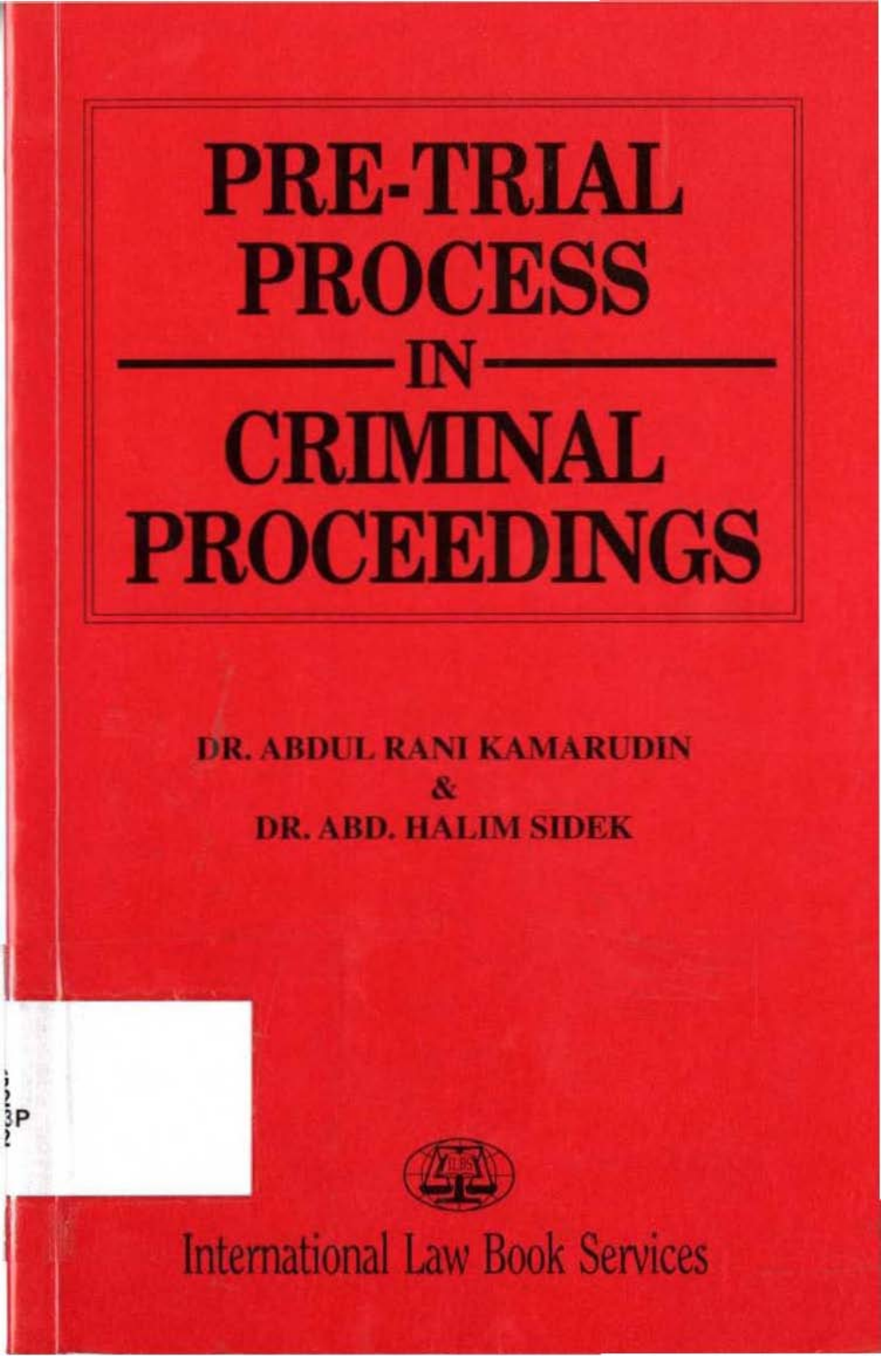# PRE-TRIAL PROCESS IN CRIMINAL PROCEEDINGS

**DR. ABDUL RANI KAMARUDIN**

**&**

**DR. ABD. HALIM SIDEK**

International Law Book Services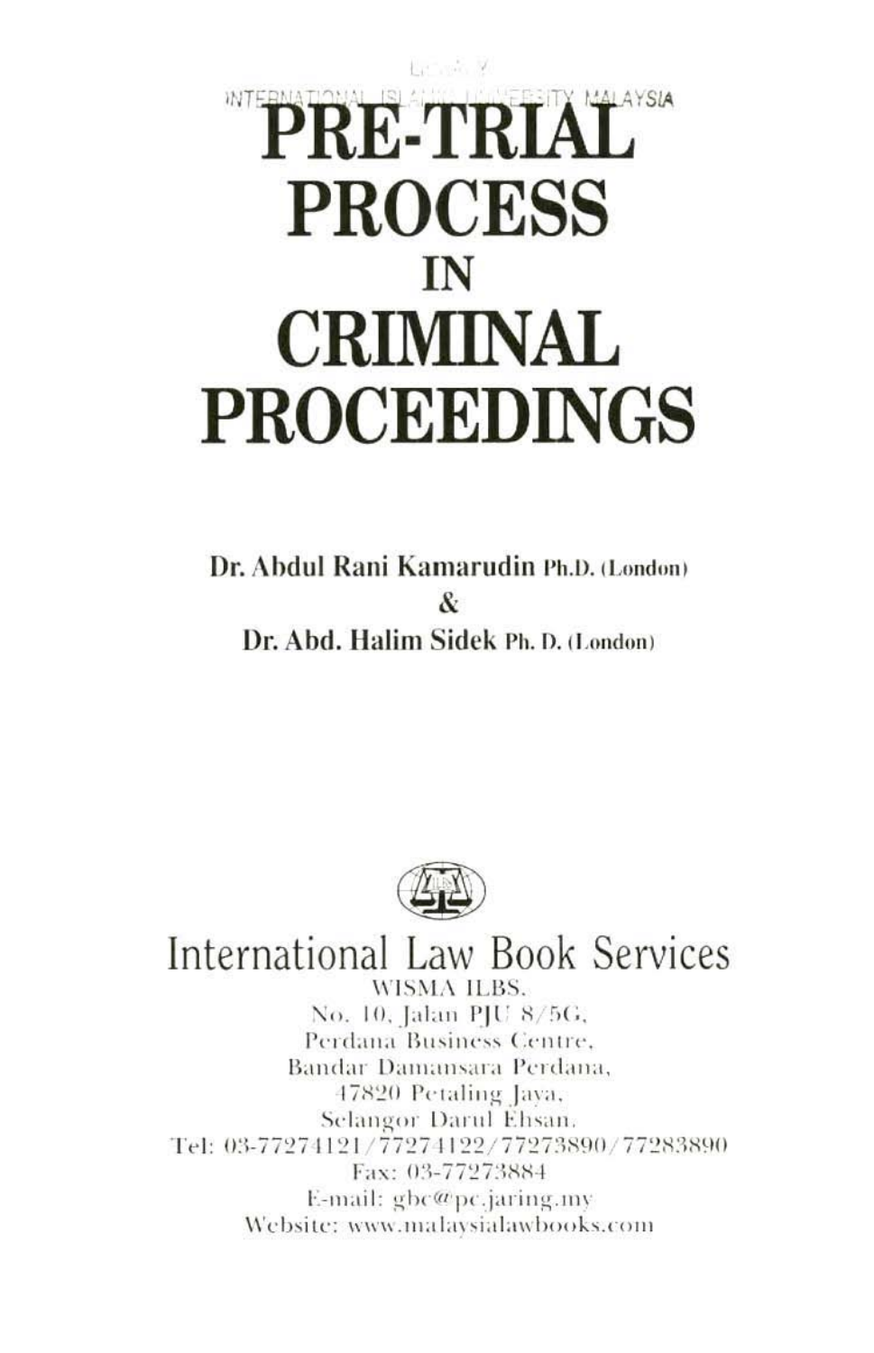# PRE-TRIAL PROCESS IN CRIMINAL PROCEEDINGS

**Dr. Abdul Rani Kamarudin Ph.D. (London)**

**&**

**Dr. Abd. Halim Sidek Ph. D. (London)**

International Law Book Services

WISMA ILBS,
No. 10, Jalan PJU 8/5G,
Perdana Business Centre,
Bandar Damansara Perdana,
47820 Petaling Jaya,
Selangor Darul Ehsan.
Tel: 03-77274121/77274122/77273890/77283890
Fax: 03-77273884
E-mail: gbc@pc.jaring.my
Website: www.malaysialawbooks.com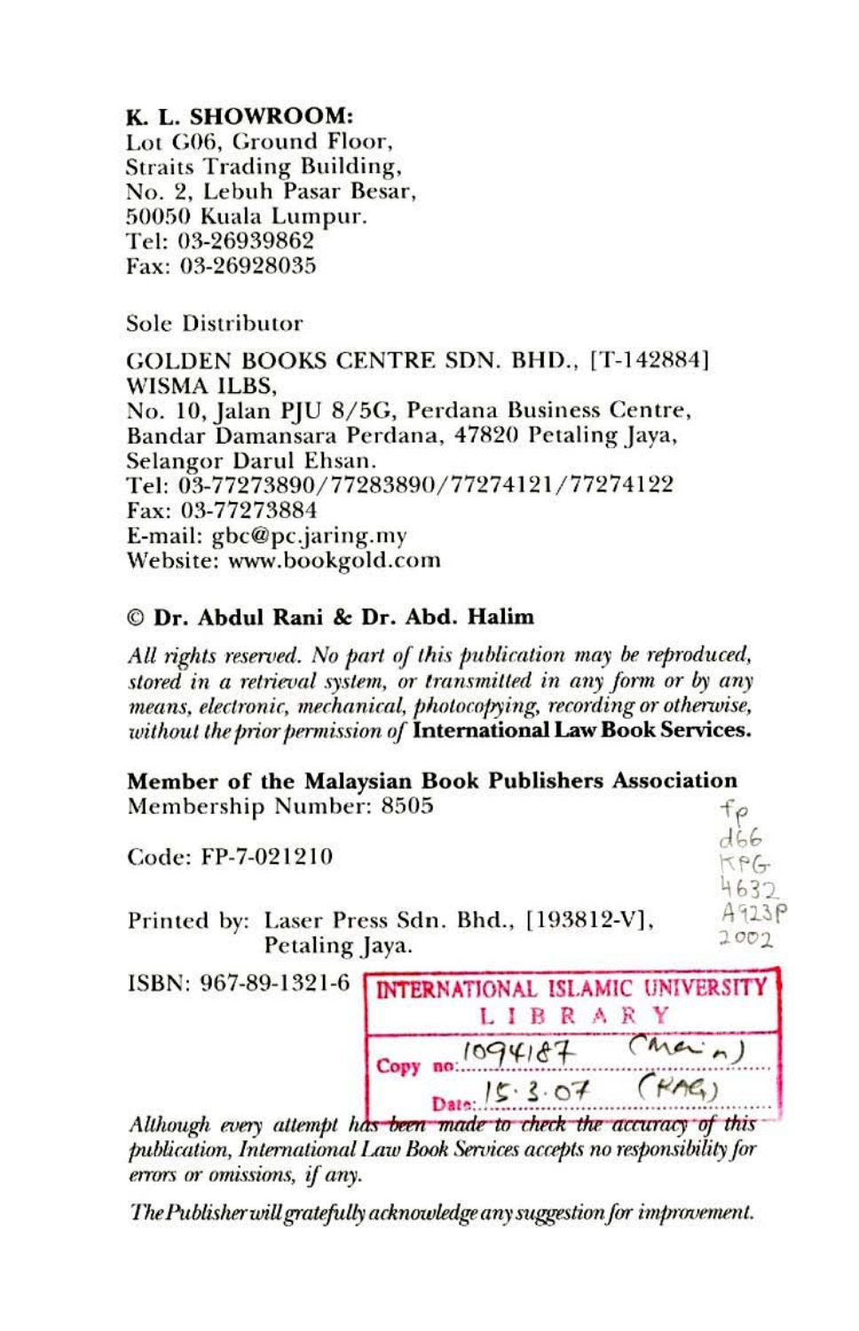**K. L. SHOWROOM:**
Lot G06, Ground Floor,
Straits Trading Building,
No. 2, Lebuh Pasar Besar,
50050 Kuala Lumpur.
Tel: 03-26939862
Fax: 03-26928035

Sole Distributor

GOLDEN BOOKS CENTRE SDN. BHD., [T-142884]
WISMA ILBS,
No. 10, Jalan PJU 8/5G, Perdana Business Centre,
Bandar Damansara Perdana, 47820 Petaling Jaya,
Selangor Darul Ehsan.
Tel: 03-77273890/77283890/77274121/77274122
Fax: 03-77273884
E-mail: gbc@pc.jaring.my
Website: www.bookgold.com

**© Dr. Abdul Rani & Dr. Abd. Halim**

*All rights reserved. No part of this publication may be reproduced, stored in a retrieval system, or transmitted in any form or by any means, electronic, mechanical, photocopying, recording or otherwise, without the prior permission of* **International Law Book Services.**

**Member of the Malaysian Book Publishers Association**
Membership Number: 8505

Code: FP-7-021210

fp
d66
KPG
4632
A923P
2002

Printed by: Laser Press Sdn. Bhd., [193812-V],
Petaling Jaya.

ISBN: 967-89-1321-6

INTERNATIONAL ISLAMIC UNIVERSITY
LIBRARY
Copy no: 1094187 (Main)
Date: 15.3.07 (KAG)

*Although every attempt has been made to check the accuracy of this publication, International Law Book Services accepts no responsibility for errors or omissions, if any.*

*The Publisher will gratefully acknowledge any suggestion for improvement.*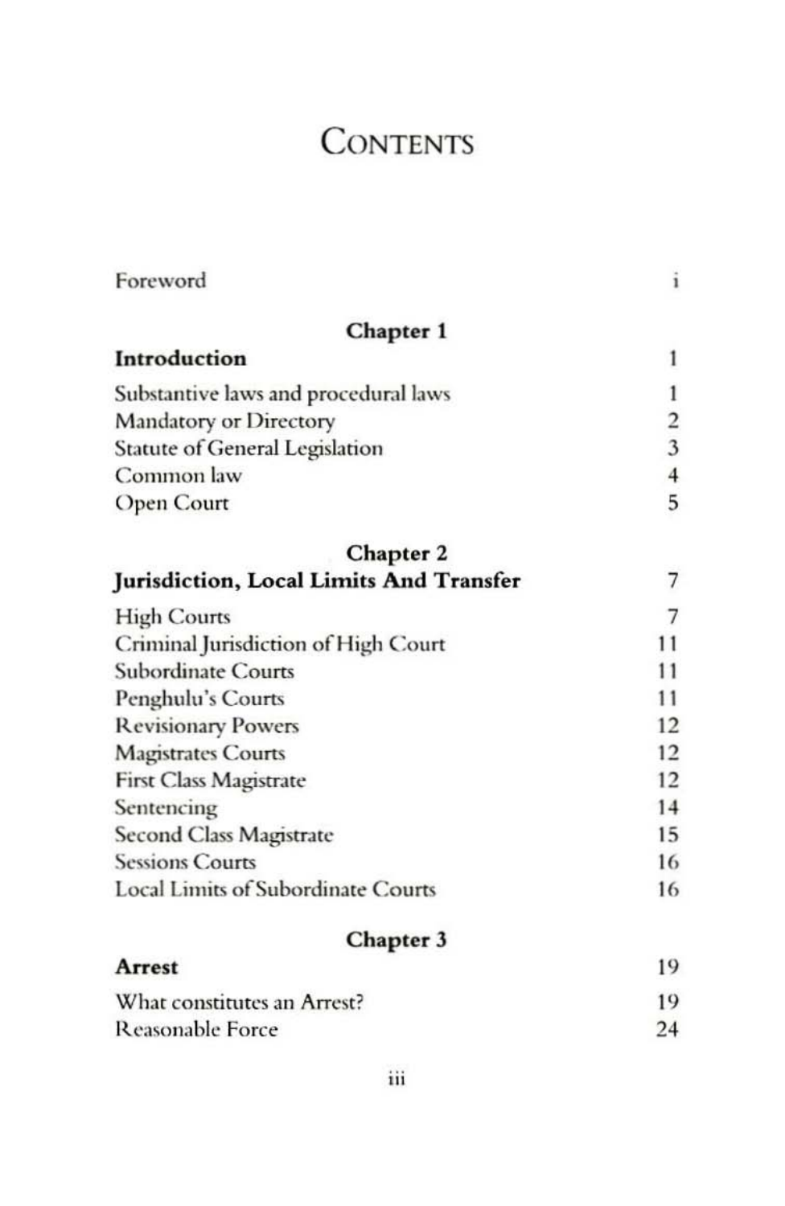# Contents

| | |
|---|---|
| Foreword | i |

## Chapter 1

| | |
|---|---|
| **Introduction** | 1 |
| Substantive laws and procedural laws | 1 |
| Mandatory or Directory | 2 |
| Statute of General Legislation | 3 |
| Common law | 4 |
| Open Court | 5 |

## Chapter 2

| | |
|---|---|
| **Jurisdiction, Local Limits And Transfer** | 7 |
| High Courts | 7 |
| Criminal Jurisdiction of High Court | 11 |
| Subordinate Courts | 11 |
| Penghulu's Courts | 11 |
| Revisionary Powers | 12 |
| Magistrates Courts | 12 |
| First Class Magistrate | 12 |
| Sentencing | 14 |
| Second Class Magistrate | 15 |
| Sessions Courts | 16 |
| Local Limits of Subordinate Courts | 16 |

## Chapter 3

| | |
|---|---|
| **Arrest** | 19 |
| What constitutes an Arrest? | 19 |
| Reasonable Force | 24 |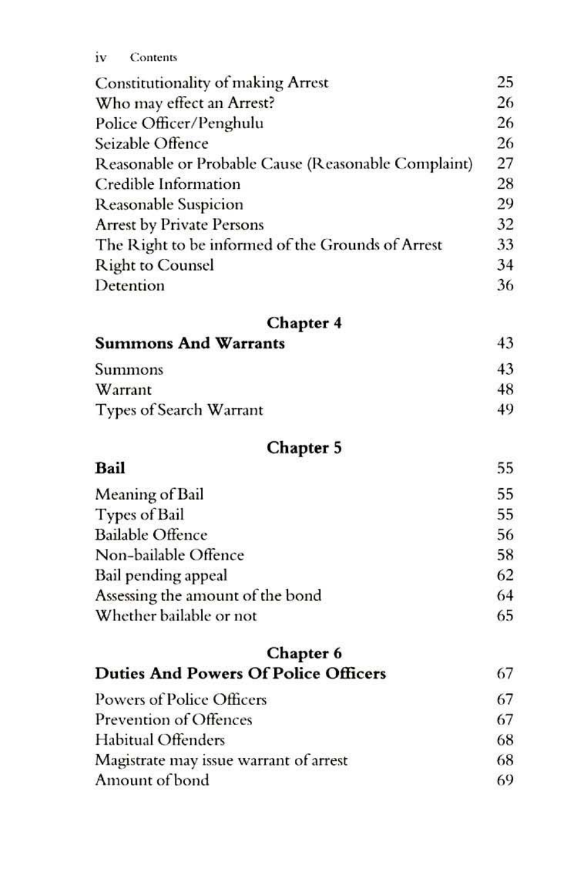| | |
|---|---|
| Constitutionality of making Arrest | 25 |
| Who may effect an Arrest? | 26 |
| Police Officer/Penghulu | 26 |
| Seizable Offence | 26 |
| Reasonable or Probable Cause (Reasonable Complaint) | 27 |
| Credible Information | 28 |
| Reasonable Suspicion | 29 |
| Arrest by Private Persons | 32 |
| The Right to be informed of the Grounds of Arrest | 33 |
| Right to Counsel | 34 |
| Detention | 36 |

## Chapter 4

| | |
|---|---|
| **Summons And Warrants** | 43 |
| Summons | 43 |
| Warrant | 48 |
| Types of Search Warrant | 49 |

## Chapter 5

| | |
|---|---|
| **Bail** | 55 |
| Meaning of Bail | 55 |
| Types of Bail | 55 |
| Bailable Offence | 56 |
| Non-bailable Offence | 58 |
| Bail pending appeal | 62 |
| Assessing the amount of the bond | 64 |
| Whether bailable or not | 65 |

## Chapter 6

| | |
|---|---|
| **Duties And Powers Of Police Officers** | 67 |
| Powers of Police Officers | 67 |
| Prevention of Offences | 67 |
| Habitual Offenders | 68 |
| Magistrate may issue warrant of arrest | 68 |
| Amount of bond | 69 |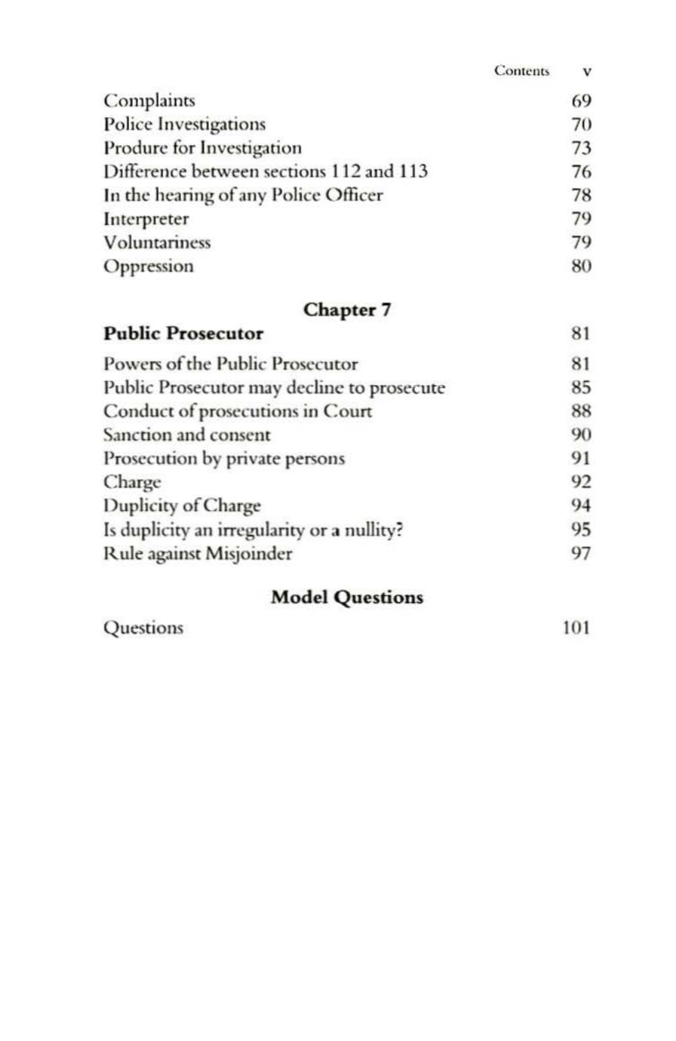| | |
|---|---|
| Complaints | 69 |
| Police Investigations | 70 |
| Produre for Investigation | 73 |
| Difference between sections 112 and 113 | 76 |
| In the hearing of any Police Officer | 78 |
| Interpreter | 79 |
| Voluntariness | 79 |
| Oppression | 80 |

## Chapter 7

| | |
|---|---|
| **Public Prosecutor** | 81 |
| Powers of the Public Prosecutor | 81 |
| Public Prosecutor may decline to prosecute | 85 |
| Conduct of prosecutions in Court | 88 |
| Sanction and consent | 90 |
| Prosecution by private persons | 91 |
| Charge | 92 |
| Duplicity of Charge | 94 |
| Is duplicity an irregularity or a nullity? | 95 |
| Rule against Misjoinder | 97 |

## Model Questions

| | |
|---|---|
| Questions | 101 |